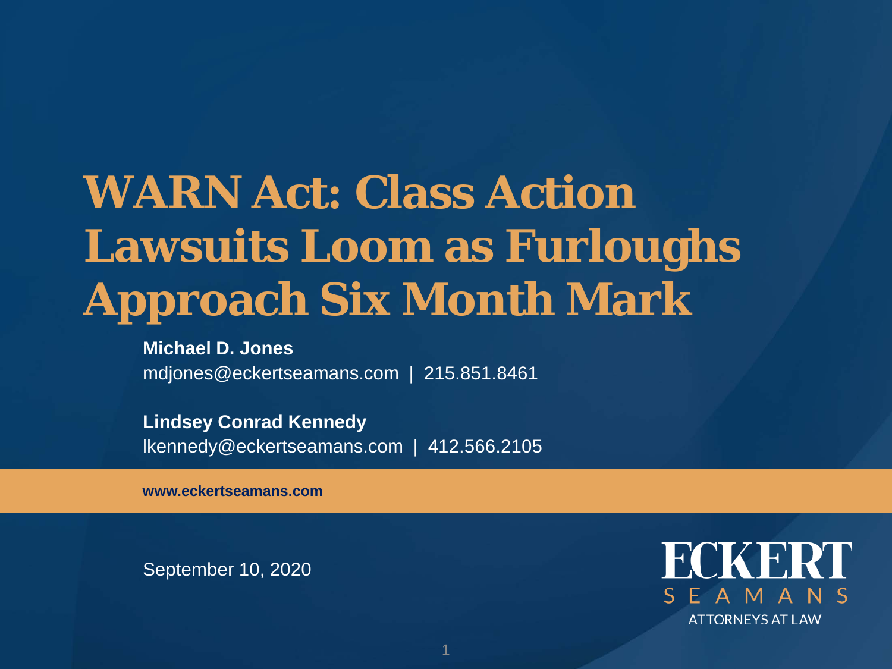# WARN Act: Class Action Lawsuits Loom as Furloughs Approach Six Month Mark

**Michael D. Jones**
mdjones@eckertseamans.com | 215.851.8461

**Lindsey Conrad Kennedy**
lkennedy@eckertseamans.com | 412.566.2105

**www.eckertseamans.com**

September 10, 2020

ECKERT SEAMANS
ATTORNEYS AT LAW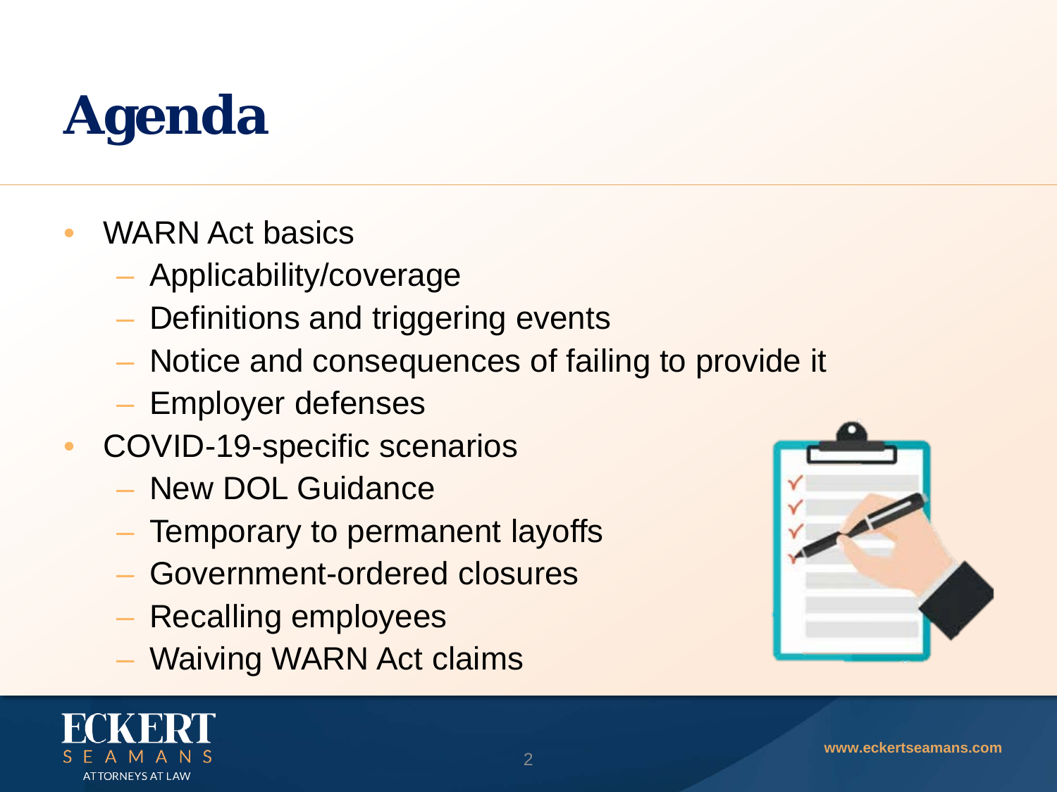# Agenda

- WARN Act basics
  - Applicability/coverage
  - Definitions and triggering events
  - Notice and consequences of failing to provide it
  - Employer defenses
- COVID-19-specific scenarios
  - New DOL Guidance
  - Temporary to permanent layoffs
  - Government-ordered closures
  - Recalling employees
  - Waiving WARN Act claims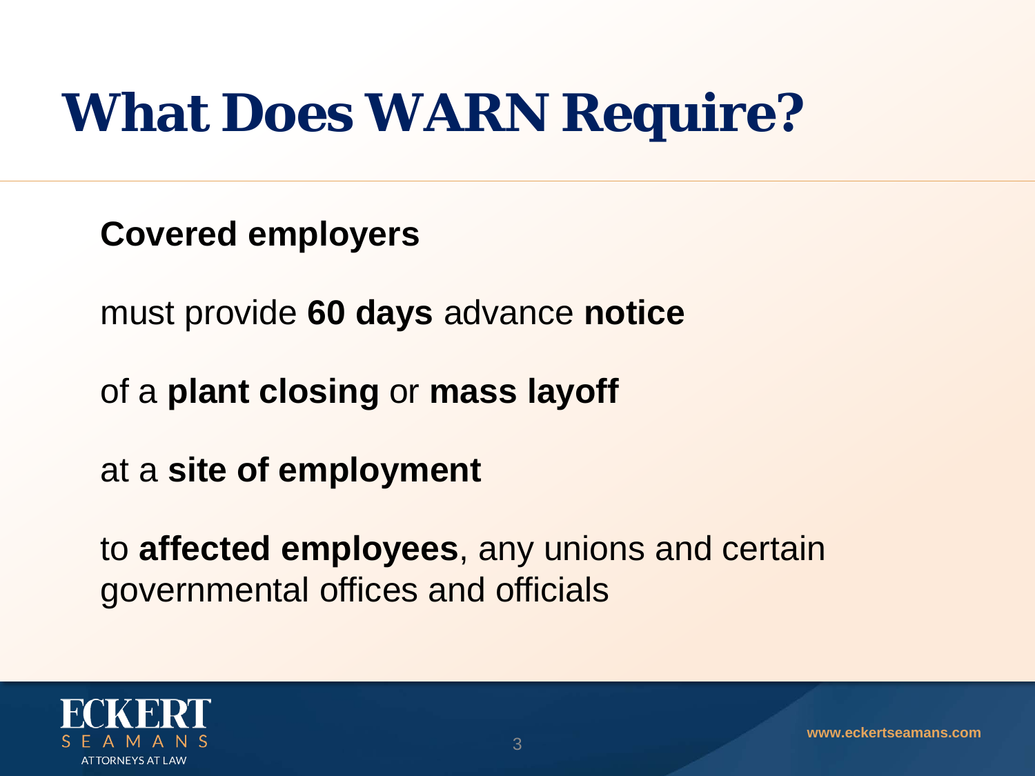# What Does WARN Require?

**Covered employers**

must provide **60 days** advance **notice**

of a **plant closing** or **mass layoff**

at a **site of employment**

to **affected employees**, any unions and certain governmental offices and officials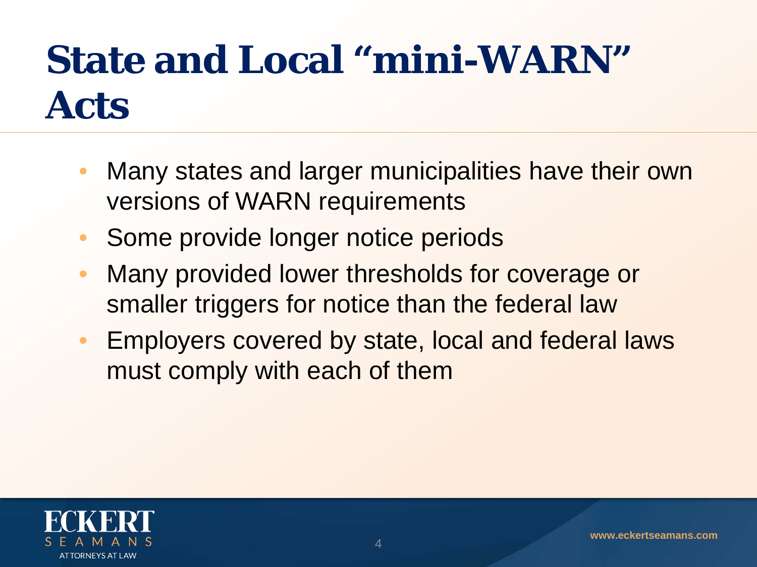# State and Local "mini-WARN" Acts

- Many states and larger municipalities have their own versions of WARN requirements
- Some provide longer notice periods
- Many provided lower thresholds for coverage or smaller triggers for notice than the federal law
- Employers covered by state, local and federal laws must comply with each of them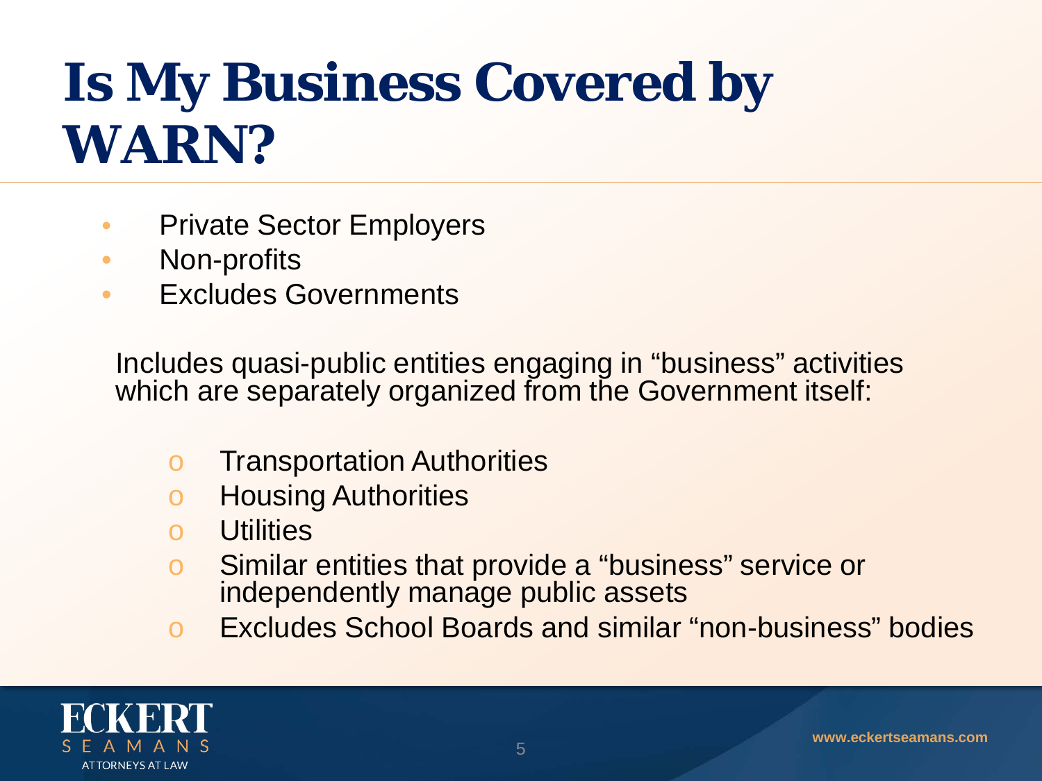# Is My Business Covered by WARN?

- Private Sector Employers
- Non-profits
- Excludes Governments

Includes quasi-public entities engaging in "business" activities which are separately organized from the Government itself:

- Transportation Authorities
- Housing Authorities
- Utilities
- Similar entities that provide a "business" service or independently manage public assets
- Excludes School Boards and similar "non-business" bodies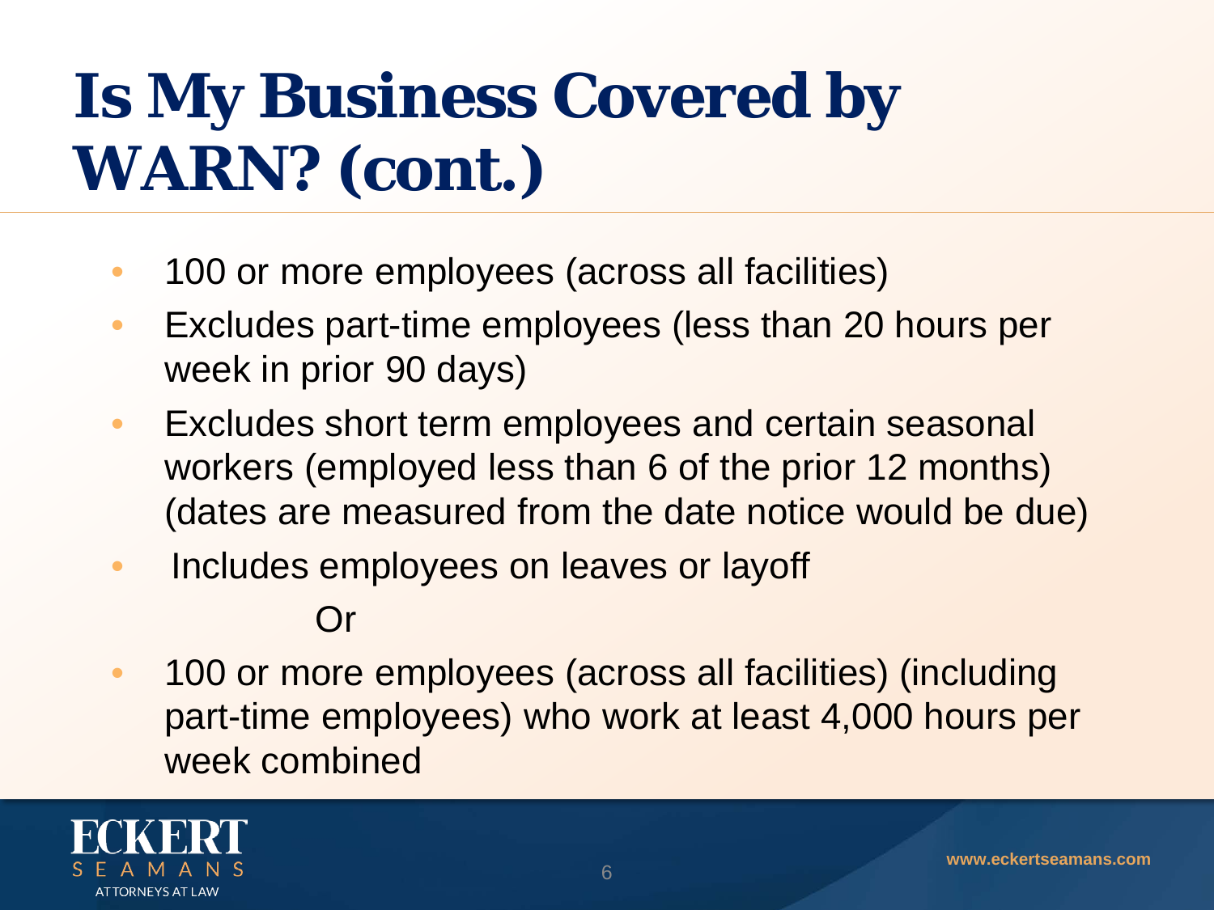# Is My Business Covered by WARN? (cont.)

- 100 or more employees (across all facilities)
- Excludes part-time employees (less than 20 hours per week in prior 90 days)
- Excludes short term employees and certain seasonal workers (employed less than 6 of the prior 12 months) (dates are measured from the date notice would be due)
- Includes employees on leaves or layoff

Or

- 100 or more employees (across all facilities) (including part-time employees) who work at least 4,000 hours per week combined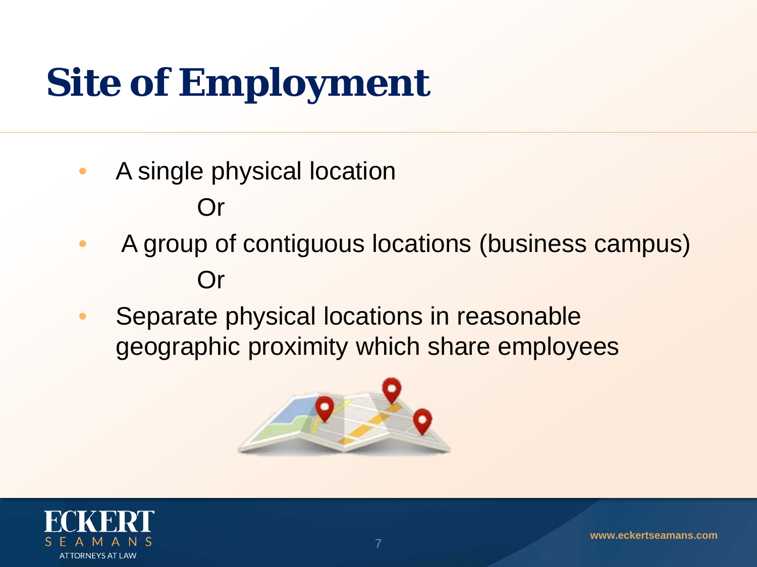# Site of Employment

- A single physical location

  Or

- A group of contiguous locations (business campus)

  Or

- Separate physical locations in reasonable geographic proximity which share employees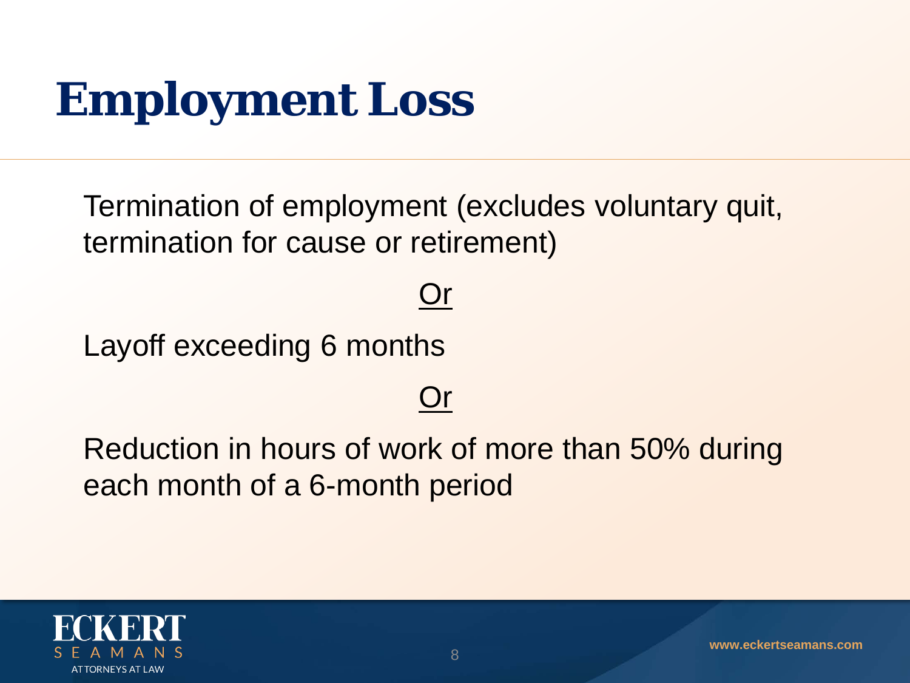# Employment Loss

Termination of employment (excludes voluntary quit, termination for cause or retirement)

<u>Or</u>

Layoff exceeding 6 months

<u>Or</u>

Reduction in hours of work of more than 50% during each month of a 6-month period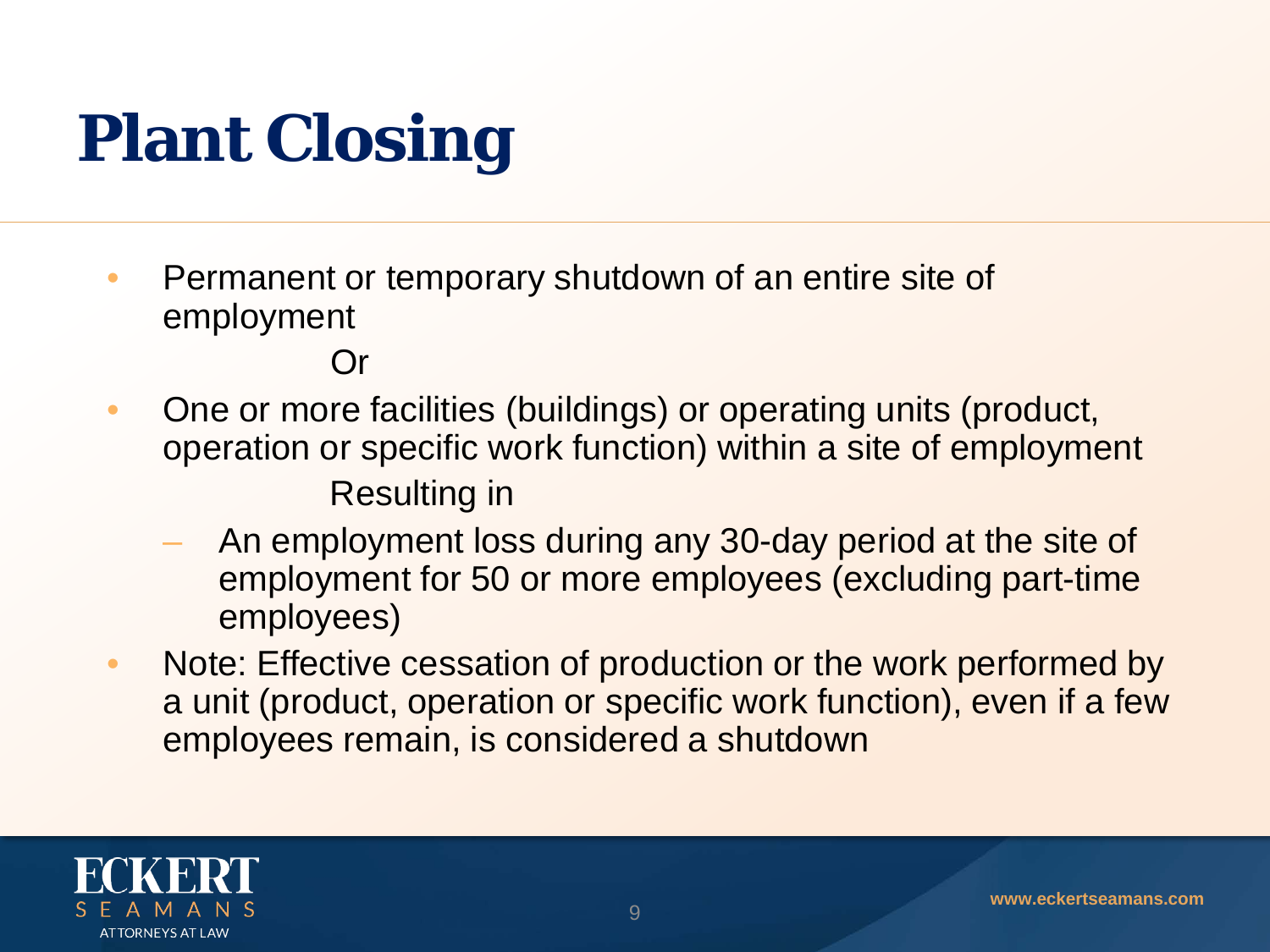# Plant Closing

- Permanent or temporary shutdown of an entire site of employment

  Or

- One or more facilities (buildings) or operating units (product, operation or specific work function) within a site of employment

  Resulting in

  - An employment loss during any 30-day period at the site of employment for 50 or more employees (excluding part-time employees)

- Note: Effective cessation of production or the work performed by a unit (product, operation or specific work function), even if a few employees remain, is considered a shutdown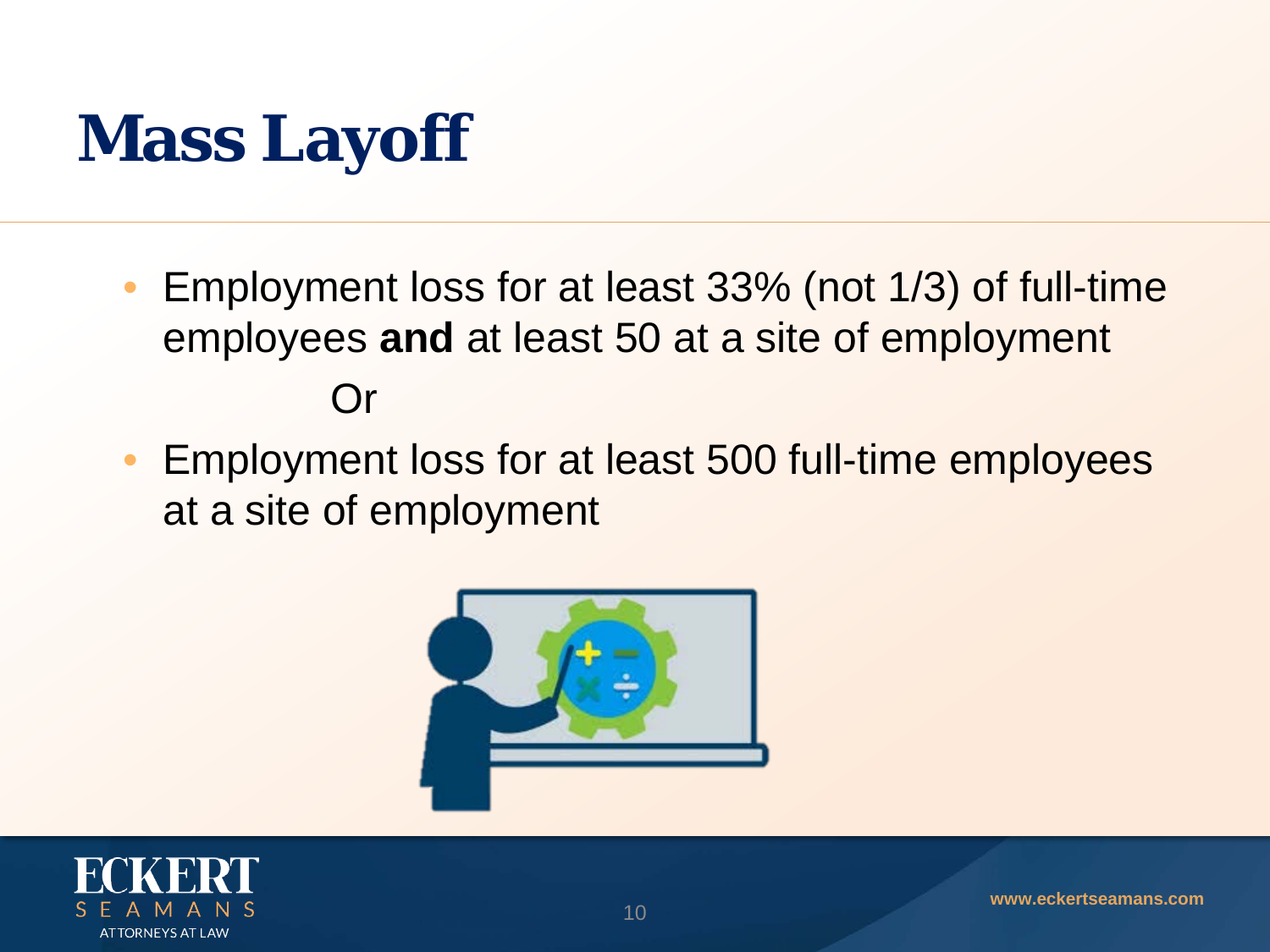# Mass Layoff

- Employment loss for at least 33% (not 1/3) of full-time employees **and** at least 50 at a site of employment

  Or

- Employment loss for at least 500 full-time employees at a site of employment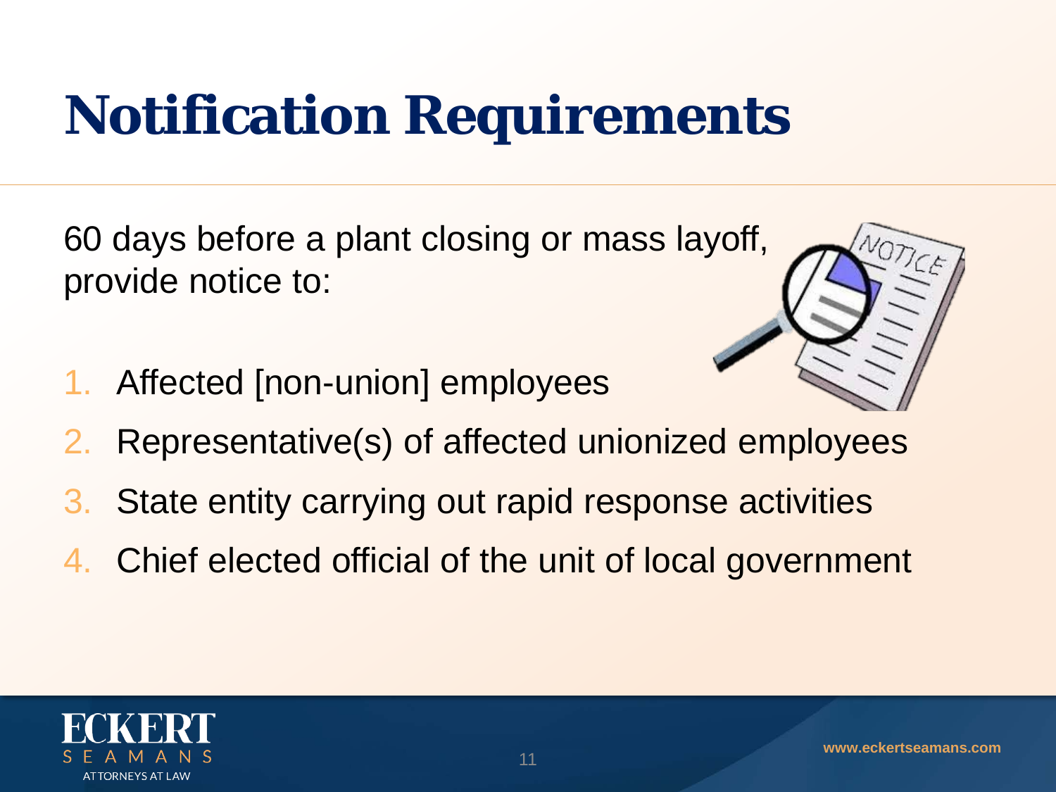# Notification Requirements

60 days before a plant closing or mass layoff, provide notice to:

1. Affected [non-union] employees
2. Representative(s) of affected unionized employees
3. State entity carrying out rapid response activities
4. Chief elected official of the unit of local government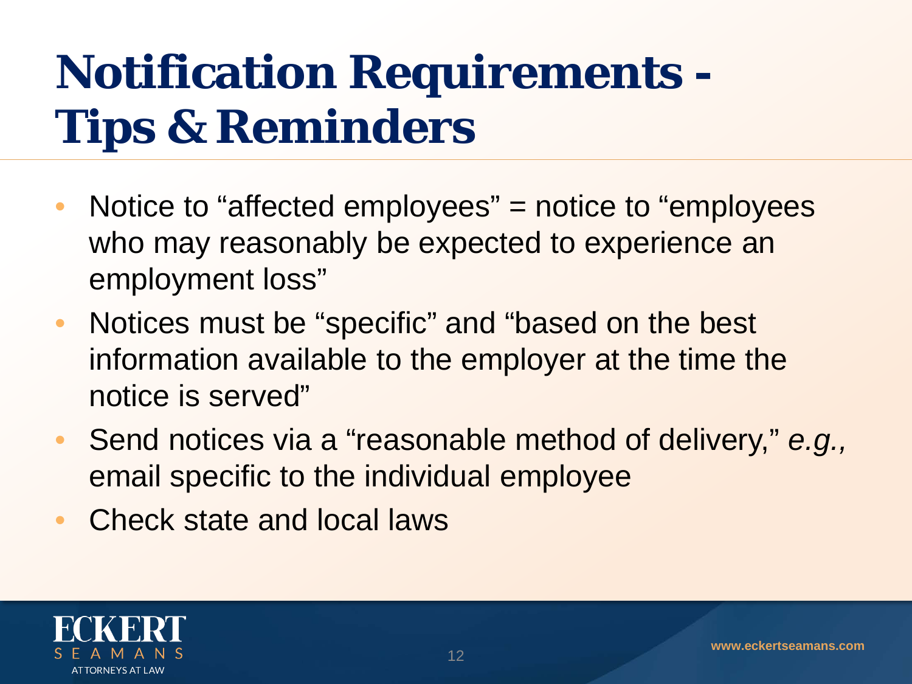# Notification Requirements - Tips & Reminders

- Notice to "affected employees" = notice to "employees who may reasonably be expected to experience an employment loss"
- Notices must be "specific" and "based on the best information available to the employer at the time the notice is served"
- Send notices via a "reasonable method of delivery," *e.g.,* email specific to the individual employee
- Check state and local laws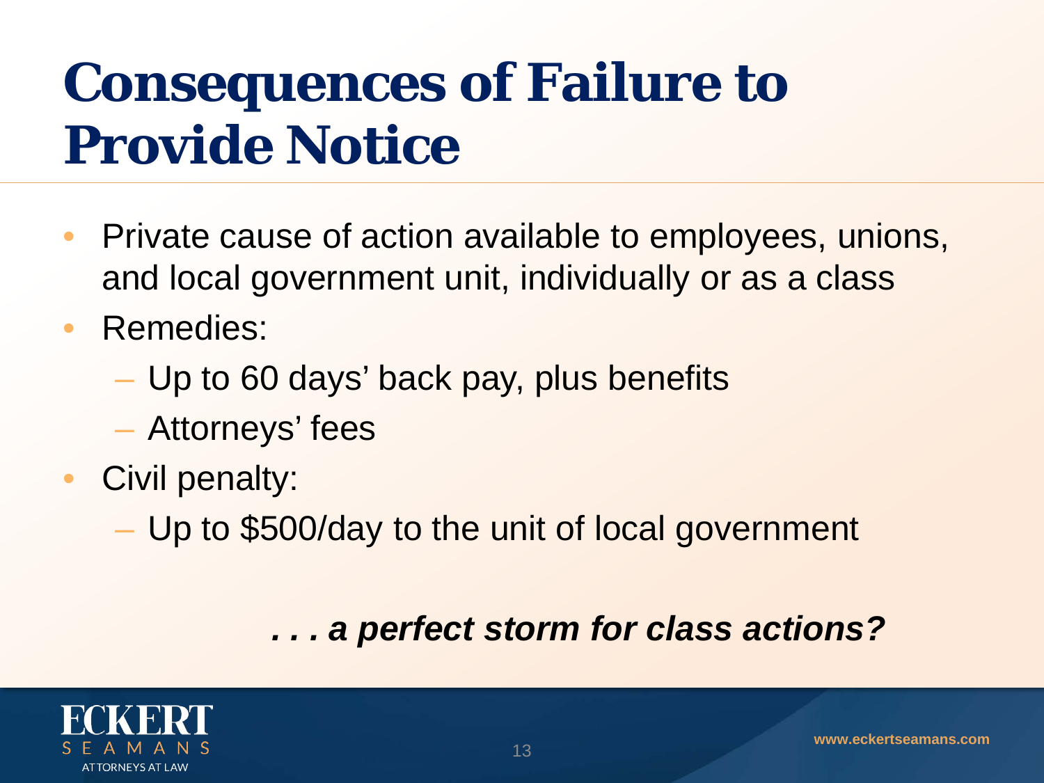# Consequences of Failure to Provide Notice

- Private cause of action available to employees, unions, and local government unit, individually or as a class
- Remedies:
  - Up to 60 days' back pay, plus benefits
  - Attorneys' fees
- Civil penalty:
  - Up to $500/day to the unit of local government

***. . . a perfect storm for class actions?***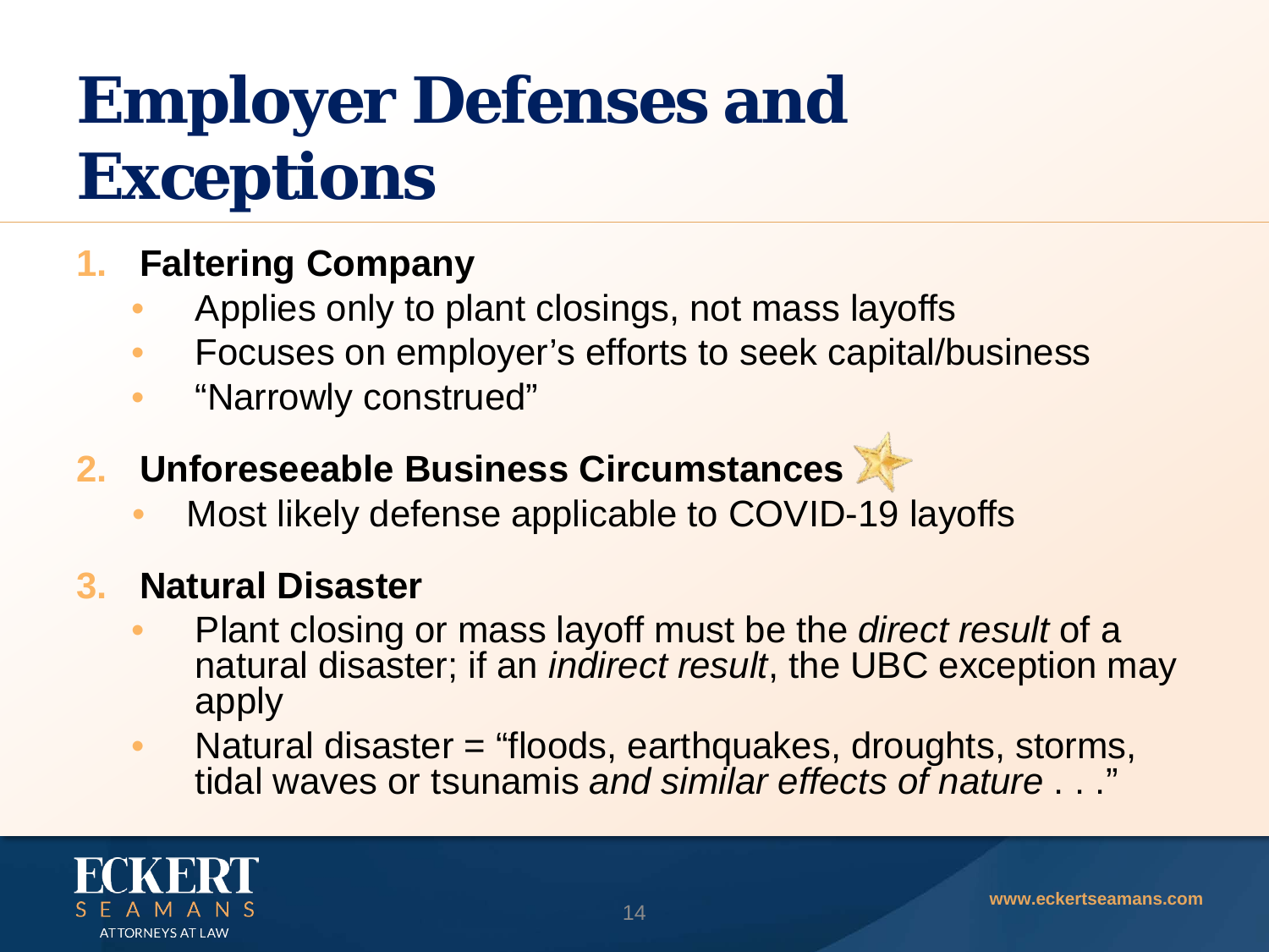# Employer Defenses and Exceptions

1. **Faltering Company**
   - Applies only to plant closings, not mass layoffs
   - Focuses on employer's efforts to seek capital/business
   - "Narrowly construed"

2. **Unforeseeable Business Circumstances**
   - Most likely defense applicable to COVID-19 layoffs

3. **Natural Disaster**
   - Plant closing or mass layoff must be the *direct result* of a natural disaster; if an *indirect result*, the UBC exception may apply
   - Natural disaster = "floods, earthquakes, droughts, storms, tidal waves or tsunamis *and similar effects of nature* . . ."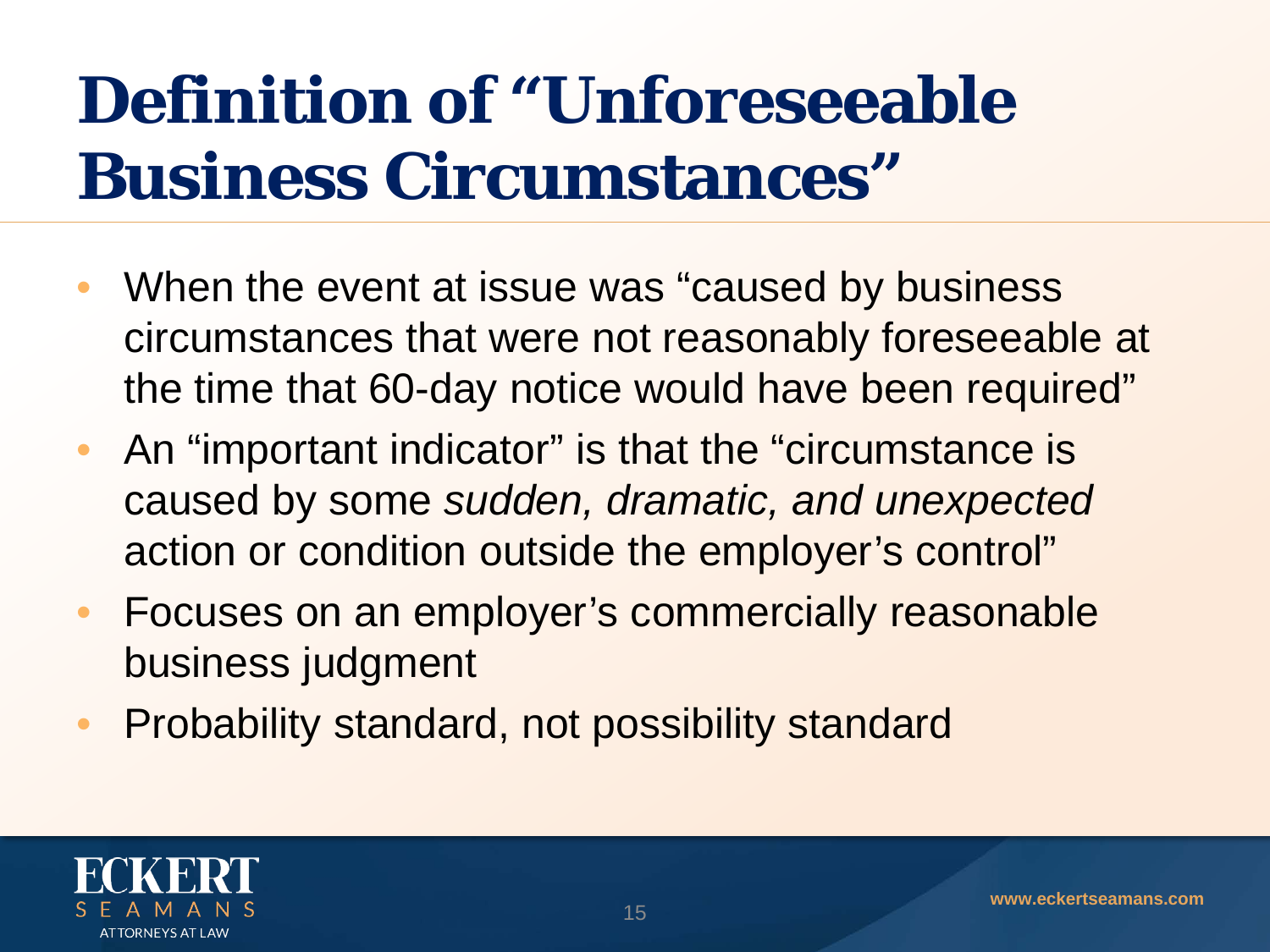# Definition of "Unforeseeable Business Circumstances"

- When the event at issue was "caused by business circumstances that were not reasonably foreseeable at the time that 60-day notice would have been required"
- An "important indicator" is that the "circumstance is caused by some *sudden, dramatic, and unexpected* action or condition outside the employer's control"
- Focuses on an employer's commercially reasonable business judgment
- Probability standard, not possibility standard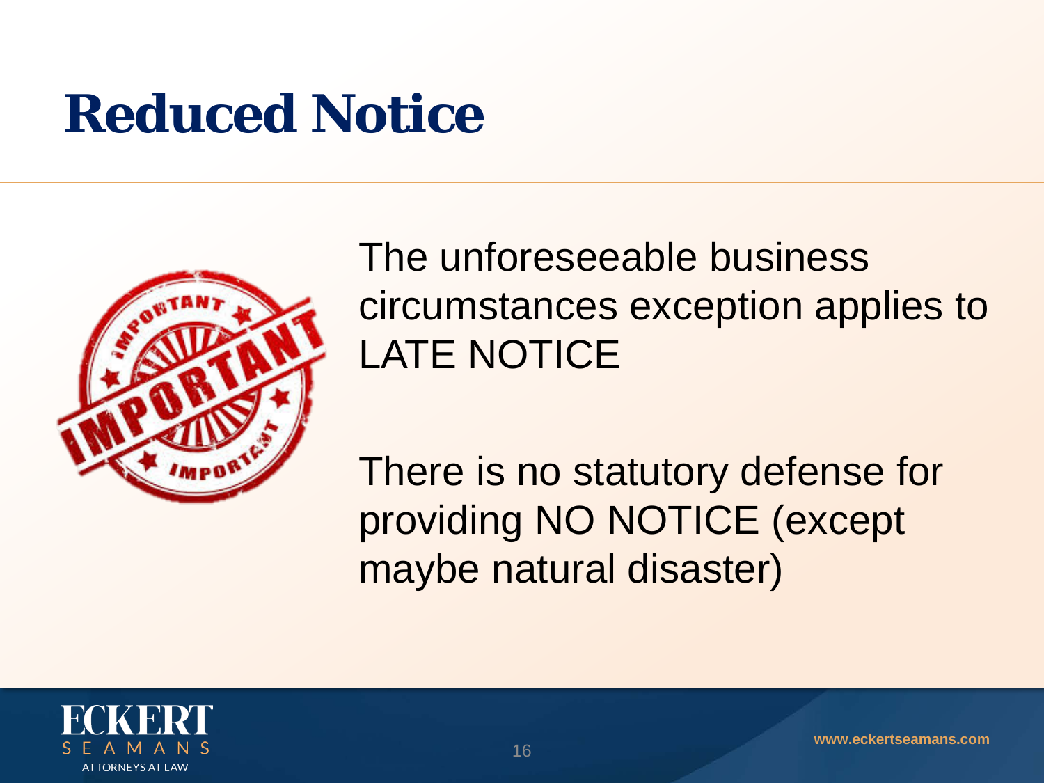# Reduced Notice

The unforeseeable business circumstances exception applies to LATE NOTICE

There is no statutory defense for providing NO NOTICE (except maybe natural disaster)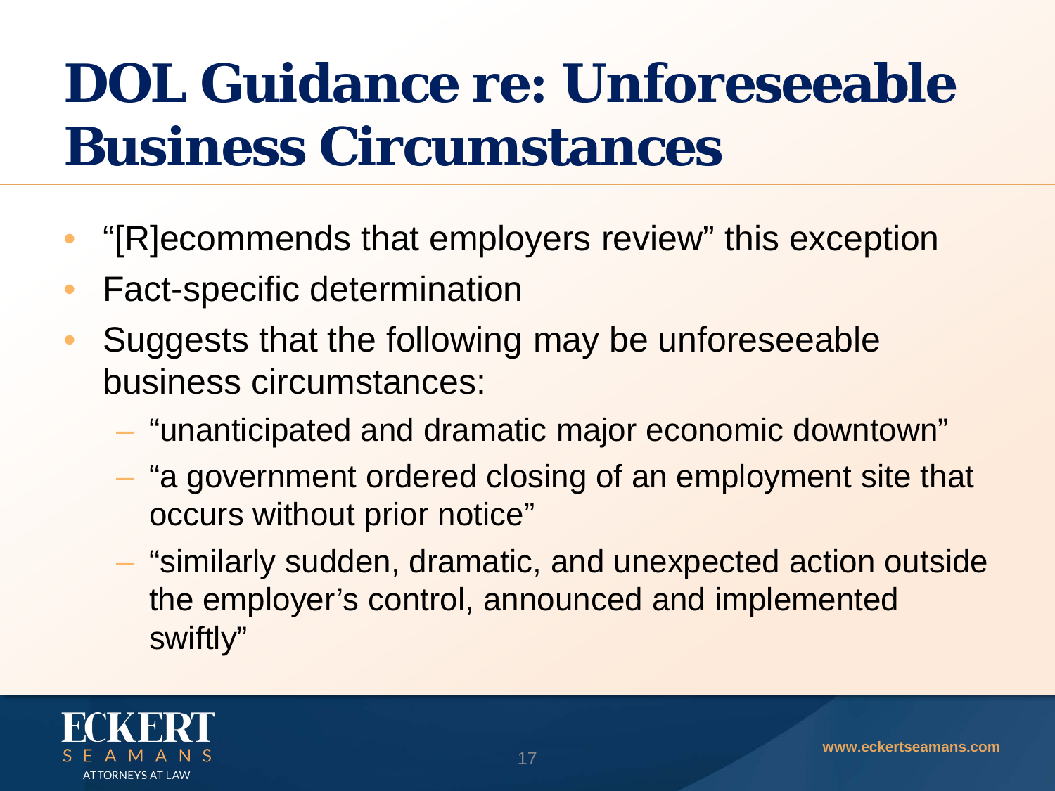# DOL Guidance re: Unforeseeable Business Circumstances

- “[R]ecommends that employers review” this exception
- Fact-specific determination
- Suggests that the following may be unforeseeable business circumstances:
  - “unanticipated and dramatic major economic downtown”
  - “a government ordered closing of an employment site that occurs without prior notice”
  - “similarly sudden, dramatic, and unexpected action outside the employer’s control, announced and implemented swiftly”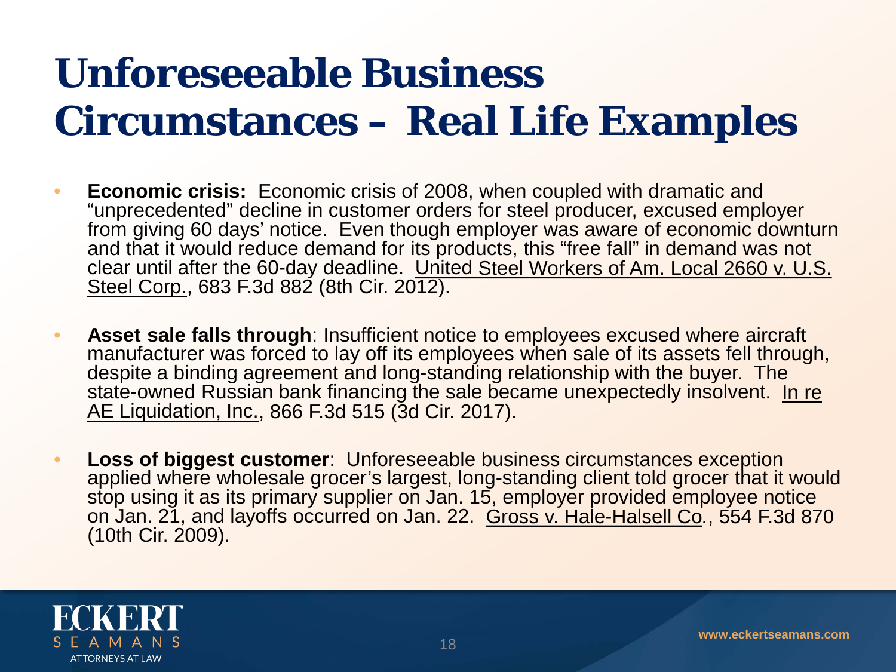# Unforeseeable Business Circumstances – Real Life Examples

- **Economic crisis:** Economic crisis of 2008, when coupled with dramatic and "unprecedented" decline in customer orders for steel producer, excused employer from giving 60 days' notice. Even though employer was aware of economic downturn and that it would reduce demand for its products, this "free fall" in demand was not clear until after the 60-day deadline. United Steel Workers of Am. Local 2660 v. U.S. Steel Corp., 683 F.3d 882 (8th Cir. 2012).

- **Asset sale falls through**: Insufficient notice to employees excused where aircraft manufacturer was forced to lay off its employees when sale of its assets fell through, despite a binding agreement and long-standing relationship with the buyer. The state-owned Russian bank financing the sale became unexpectedly insolvent. In re AE Liquidation, Inc., 866 F.3d 515 (3d Cir. 2017).

- **Loss of biggest customer**: Unforeseeable business circumstances exception applied where wholesale grocer's largest, long-standing client told grocer that it would stop using it as its primary supplier on Jan. 15, employer provided employee notice on Jan. 21, and layoffs occurred on Jan. 22. Gross v. Hale-Halsell Co., 554 F.3d 870 (10th Cir. 2009).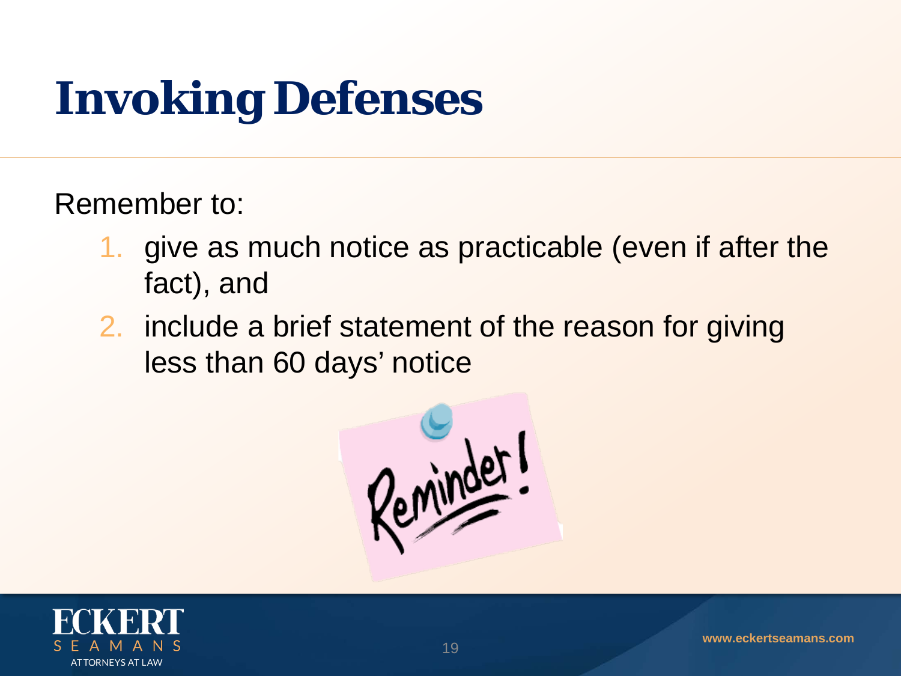# Invoking Defenses

Remember to:

1. give as much notice as practicable (even if after the fact), and
2. include a brief statement of the reason for giving less than 60 days' notice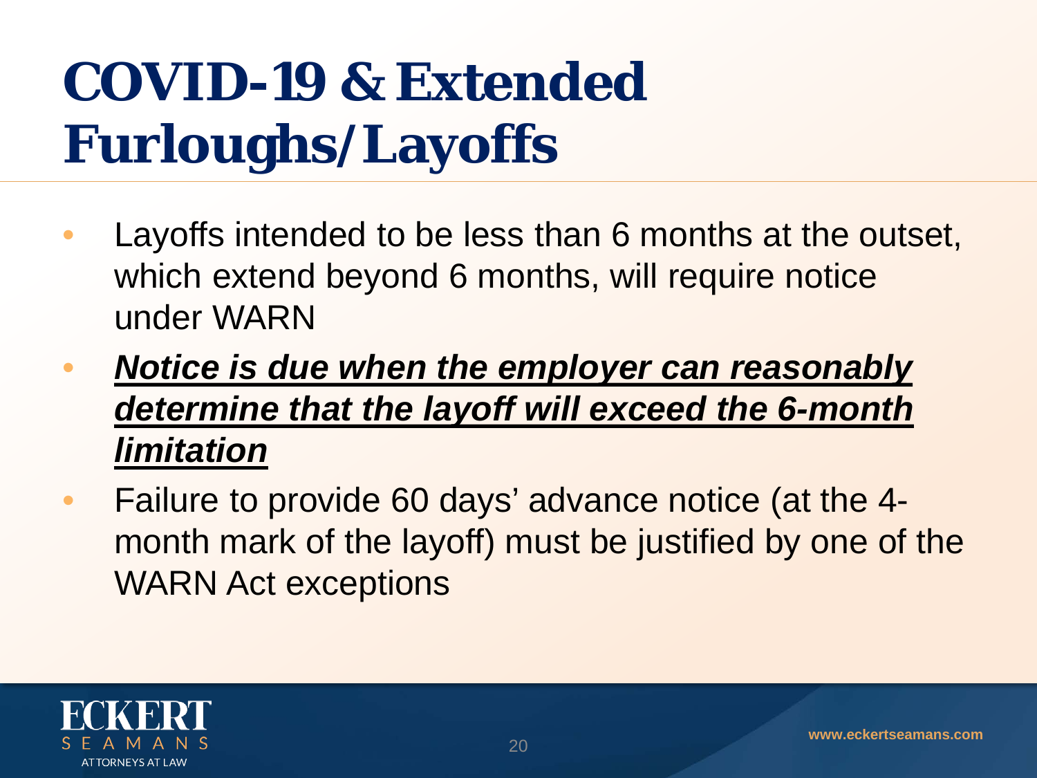# COVID-19 & Extended Furloughs/Layoffs

- Layoffs intended to be less than 6 months at the outset, which extend beyond 6 months, will require notice under WARN
- ***<u>Notice is due when the employer can reasonably determine that the layoff will exceed the 6-month limitation</u>***
- Failure to provide 60 days' advance notice (at the 4-month mark of the layoff) must be justified by one of the WARN Act exceptions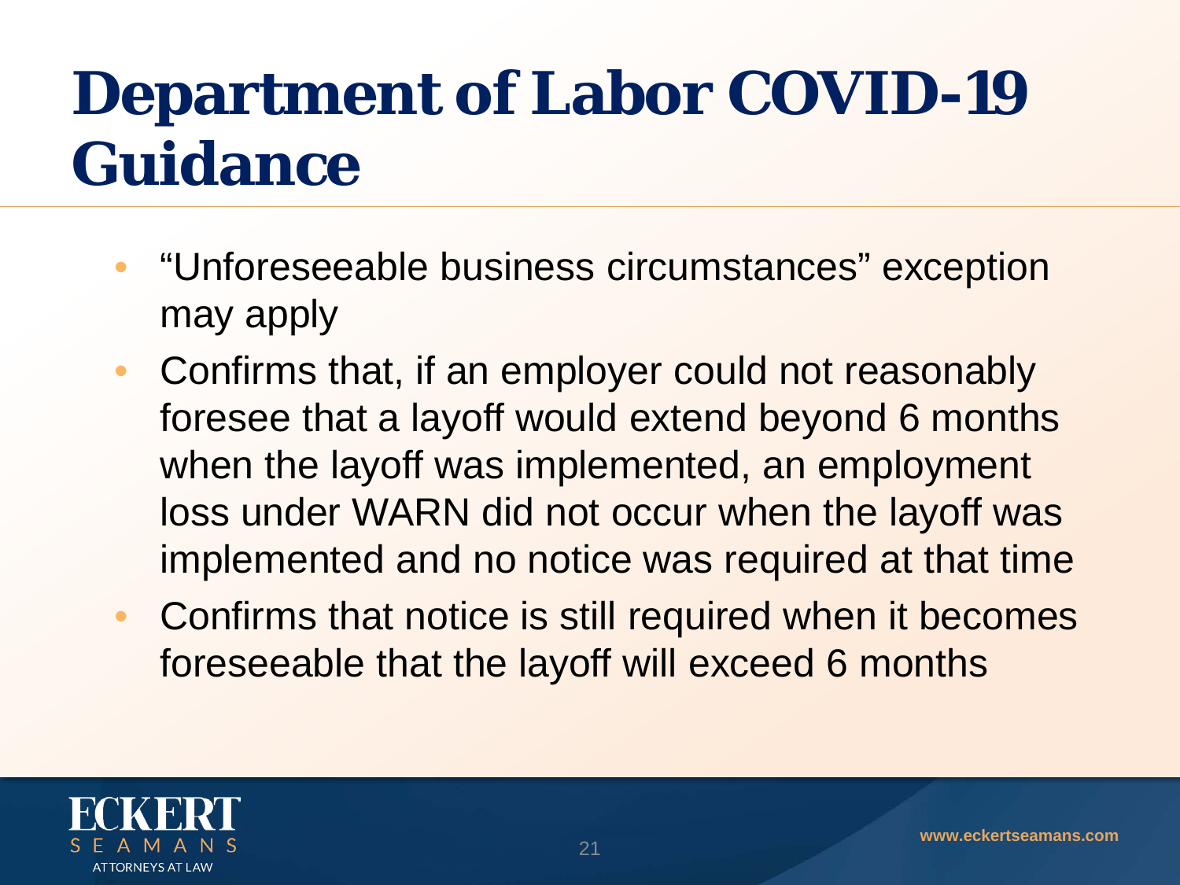# Department of Labor COVID-19 Guidance

- "Unforeseeable business circumstances" exception may apply
- Confirms that, if an employer could not reasonably foresee that a layoff would extend beyond 6 months when the layoff was implemented, an employment loss under WARN did not occur when the layoff was implemented and no notice was required at that time
- Confirms that notice is still required when it becomes foreseeable that the layoff will exceed 6 months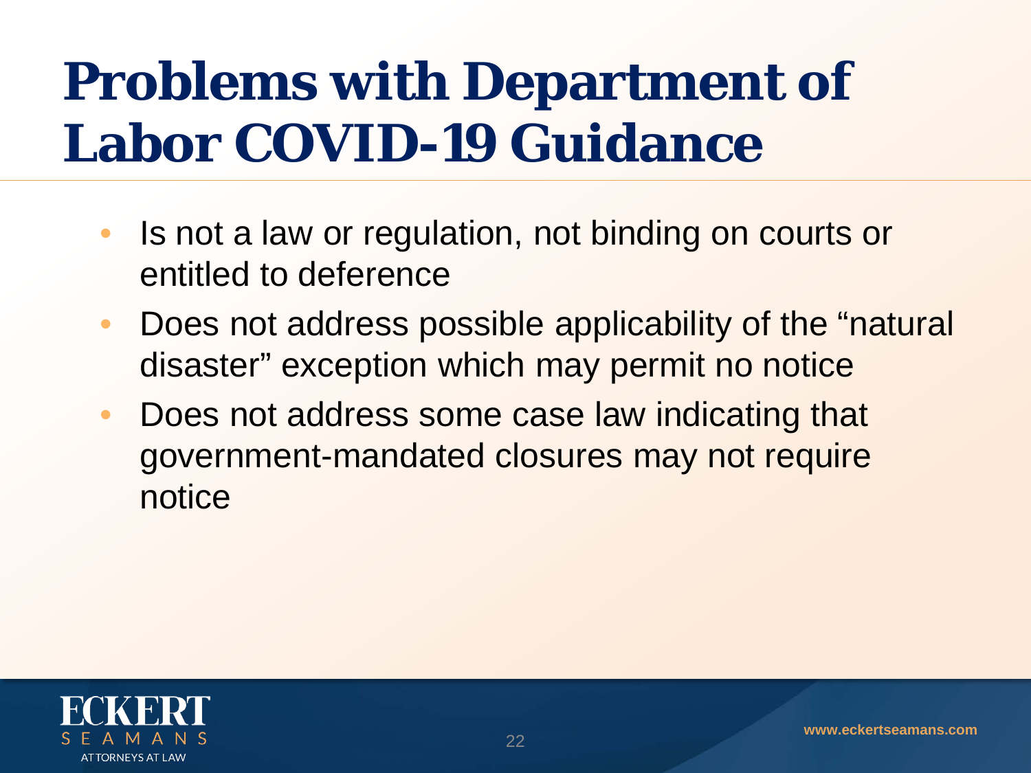# Problems with Department of Labor COVID-19 Guidance

- Is not a law or regulation, not binding on courts or entitled to deference
- Does not address possible applicability of the “natural disaster” exception which may permit no notice
- Does not address some case law indicating that government-mandated closures may not require notice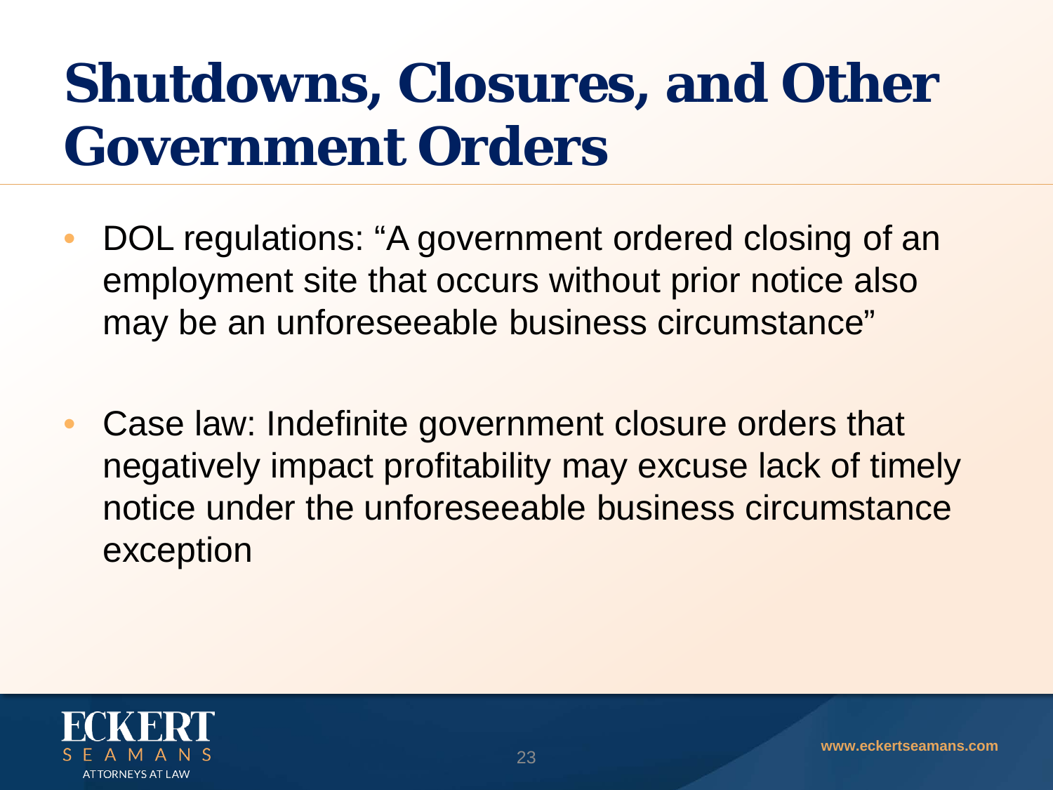# Shutdowns, Closures, and Other Government Orders

- DOL regulations: "A government ordered closing of an employment site that occurs without prior notice also may be an unforeseeable business circumstance"
- Case law: Indefinite government closure orders that negatively impact profitability may excuse lack of timely notice under the unforeseeable business circumstance exception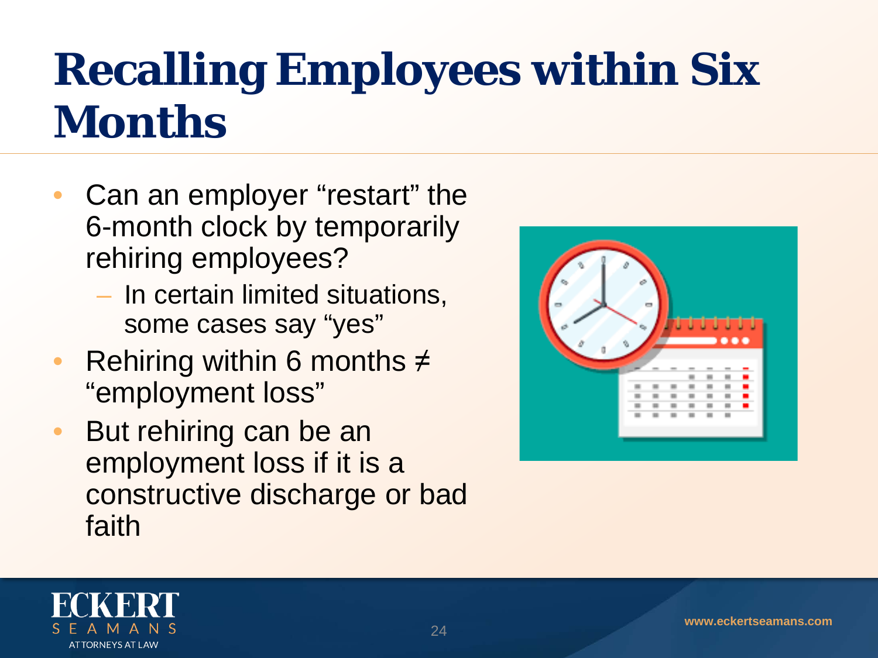# Recalling Employees within Six Months

- Can an employer "restart" the 6-month clock by temporarily rehiring employees?
  - In certain limited situations, some cases say "yes"
- Rehiring within 6 months ≠ "employment loss"
- But rehiring can be an employment loss if it is a constructive discharge or bad faith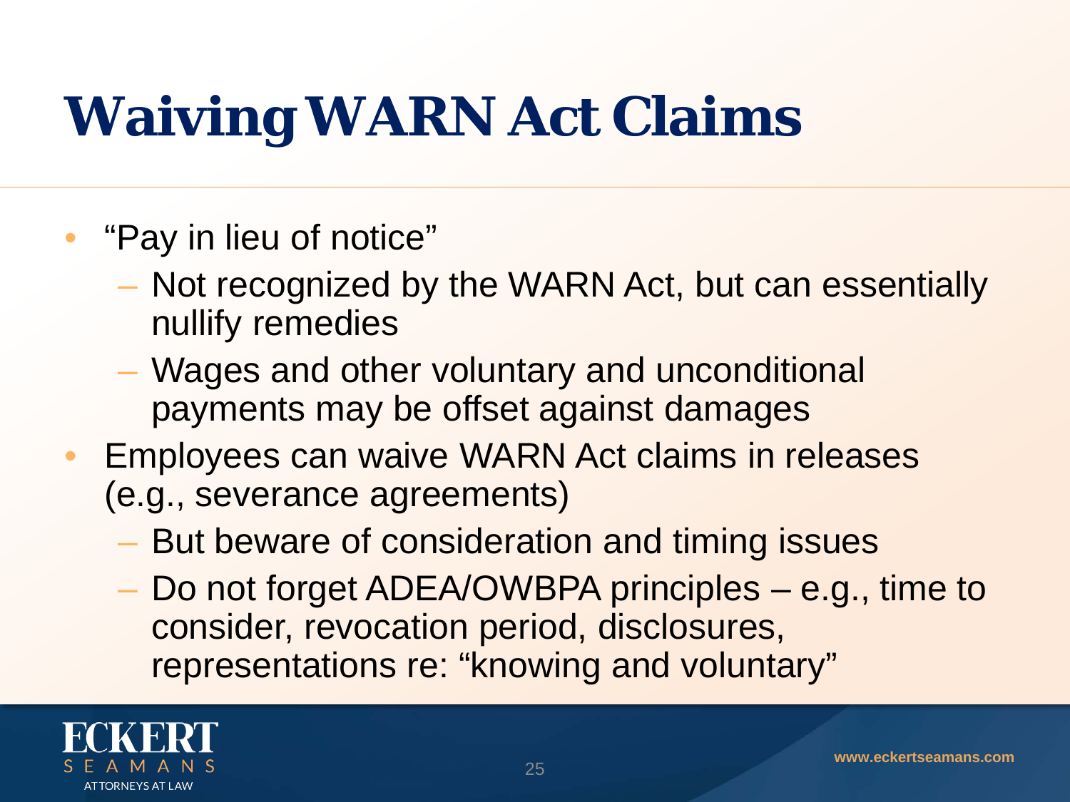# Waiving WARN Act Claims

- "Pay in lieu of notice"
  - Not recognized by the WARN Act, but can essentially nullify remedies
  - Wages and other voluntary and unconditional payments may be offset against damages
- Employees can waive WARN Act claims in releases (e.g., severance agreements)
  - But beware of consideration and timing issues
  - Do not forget ADEA/OWBPA principles – e.g., time to consider, revocation period, disclosures, representations re: "knowing and voluntary"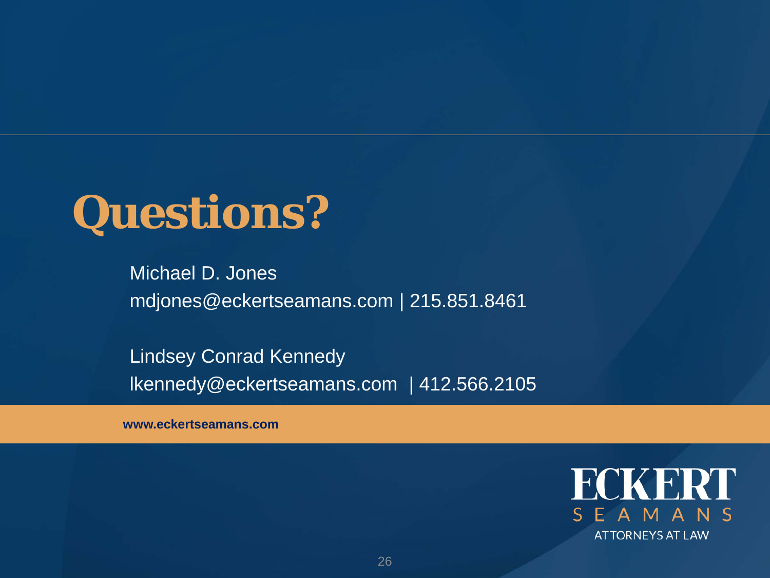# Questions?

Michael D. Jones
mdjones@eckertseamans.com | 215.851.8461

Lindsey Conrad Kennedy
lkennedy@eckertseamans.com | 412.566.2105

**www.eckertseamans.com**

ECKERT SEAMANS
ATTORNEYS AT LAW